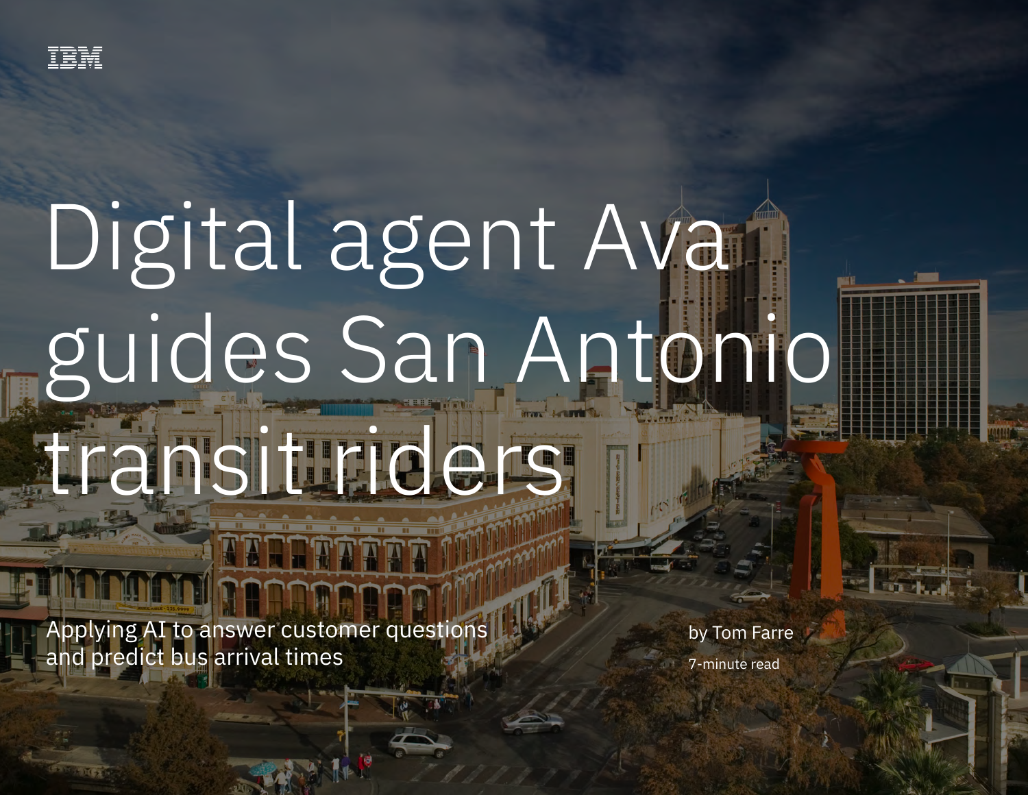IBM

# Digital agent Ava guides San Antonio transit riders

Applying AI to answer customer questions and predict bus arrival times

by Tom Farre

7-minute read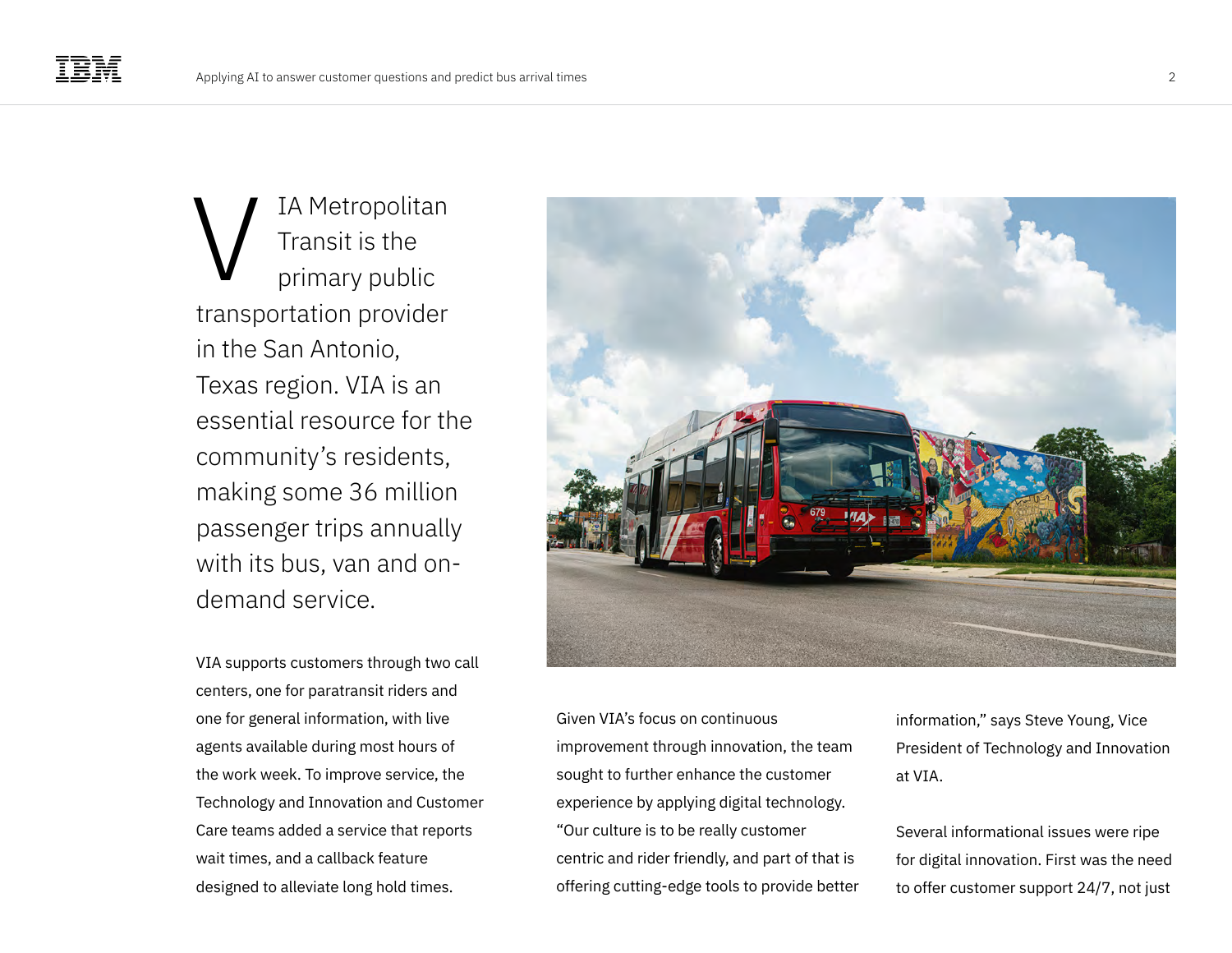VIA Metropolitan Transit is the primary public transportation provider in the San Antonio, Texas region. VIA is an essential resource for the community's residents, making some 36 million passenger trips annually with its bus, van and on-demand service.

VIA supports customers through two call centers, one for paratransit riders and one for general information, with live agents available during most hours of the work week. To improve service, the Technology and Innovation and Customer Care teams added a service that reports wait times, and a callback feature designed to alleviate long hold times.

Given VIA's focus on continuous improvement through innovation, the team sought to further enhance the customer experience by applying digital technology. "Our culture is to be really customer centric and rider friendly, and part of that is offering cutting-edge tools to provide better information," says Steve Young, Vice President of Technology and Innovation at VIA.

Several informational issues were ripe for digital innovation. First was the need to offer customer support 24/7, not just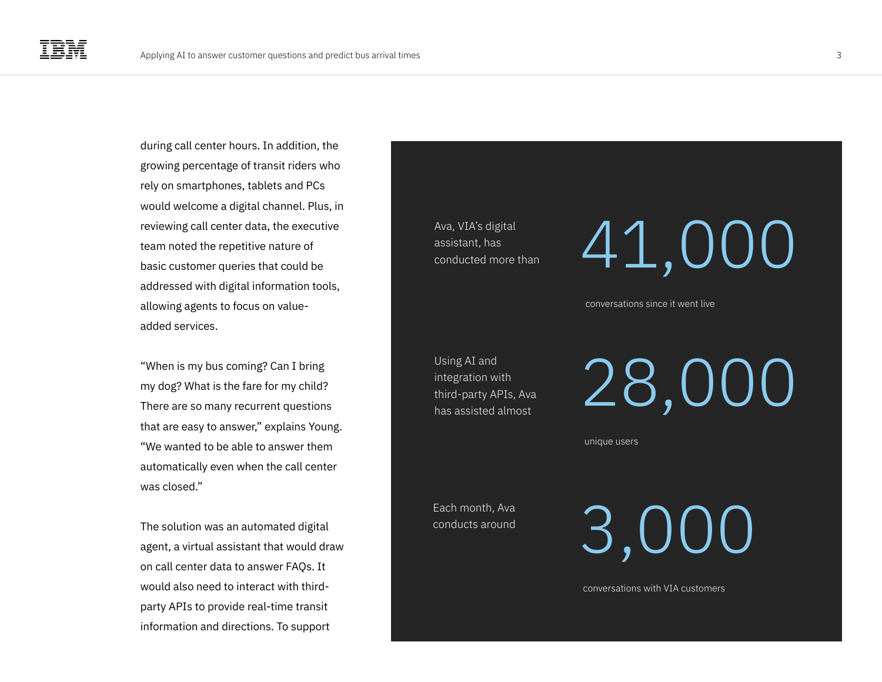during call center hours. In addition, the growing percentage of transit riders who rely on smartphones, tablets and PCs would welcome a digital channel. Plus, in reviewing call center data, the executive team noted the repetitive nature of basic customer queries that could be addressed with digital information tools, allowing agents to focus on value-added services.

"When is my bus coming? Can I bring my dog? What is the fare for my child? There are so many recurrent questions that are easy to answer," explains Young. "We wanted to be able to answer them automatically even when the call center was closed."

The solution was an automated digital agent, a virtual assistant that would draw on call center data to answer FAQs. It would also need to interact with third-party APIs to provide real-time transit information and directions. To support

Ava, VIA's digital assistant, has conducted more than

**41,000**

conversations since it went live

Using AI and integration with third-party APIs, Ava has assisted almost

**28,000**

unique users

Each month, Ava conducts around

**3,000**

conversations with VIA customers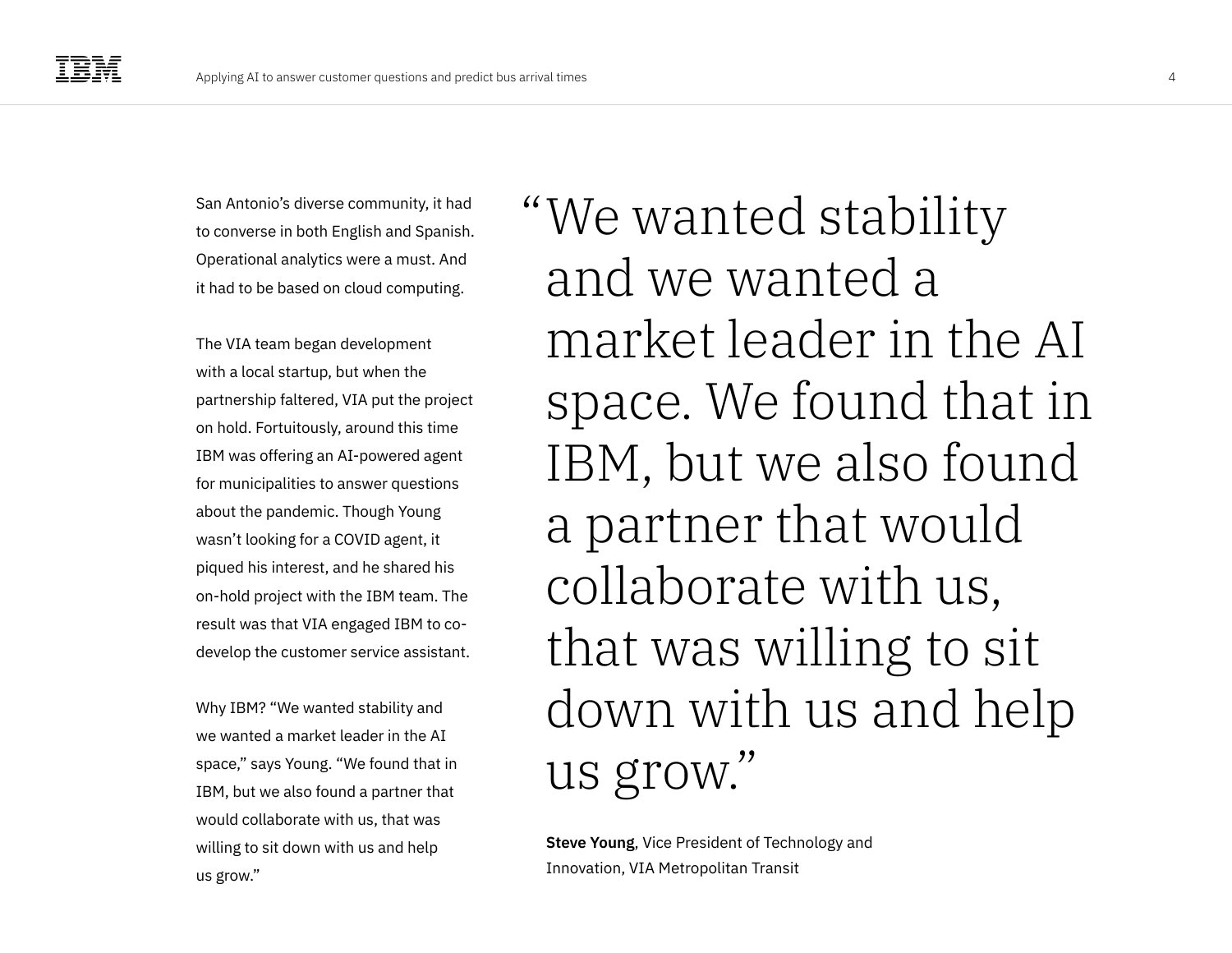San Antonio's diverse community, it had to converse in both English and Spanish. Operational analytics were a must. And it had to be based on cloud computing.

The VIA team began development with a local startup, but when the partnership faltered, VIA put the project on hold. Fortuitously, around this time IBM was offering an AI-powered agent for municipalities to answer questions about the pandemic. Though Young wasn't looking for a COVID agent, it piqued his interest, and he shared his on-hold project with the IBM team. The result was that VIA engaged IBM to co-develop the customer service assistant.

Why IBM? "We wanted stability and we wanted a market leader in the AI space," says Young. "We found that in IBM, but we also found a partner that would collaborate with us, that was willing to sit down with us and help us grow."

> "We wanted stability and we wanted a market leader in the AI space. We found that in IBM, but we also found a partner that would collaborate with us, that was willing to sit down with us and help us grow."
>
> **Steve Young**, Vice President of Technology and Innovation, VIA Metropolitan Transit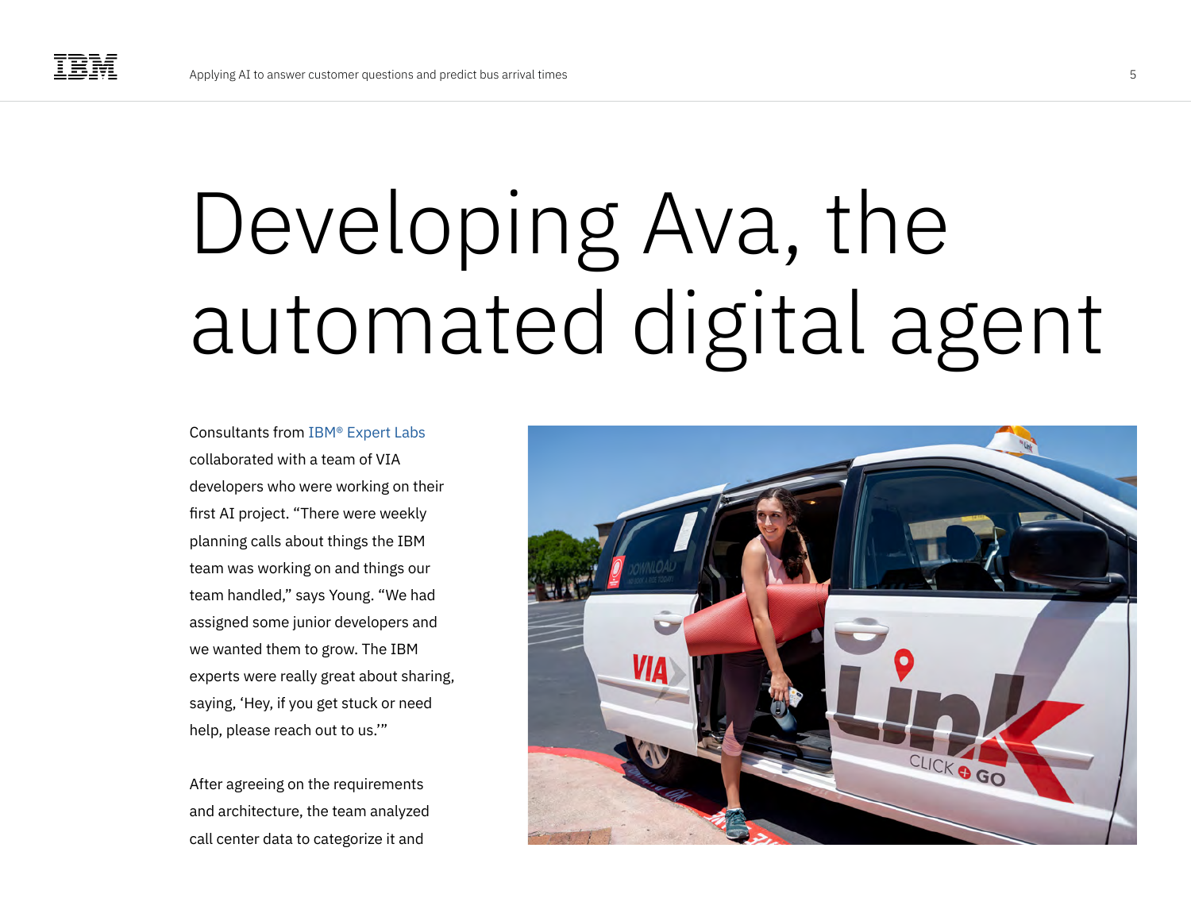# Developing Ava, the automated digital agent

Consultants from IBM® Expert Labs collaborated with a team of VIA developers who were working on their first AI project. "There were weekly planning calls about things the IBM team was working on and things our team handled," says Young. "We had assigned some junior developers and we wanted them to grow. The IBM experts were really great about sharing, saying, 'Hey, if you get stuck or need help, please reach out to us.'"

After agreeing on the requirements and architecture, the team analyzed call center data to categorize it and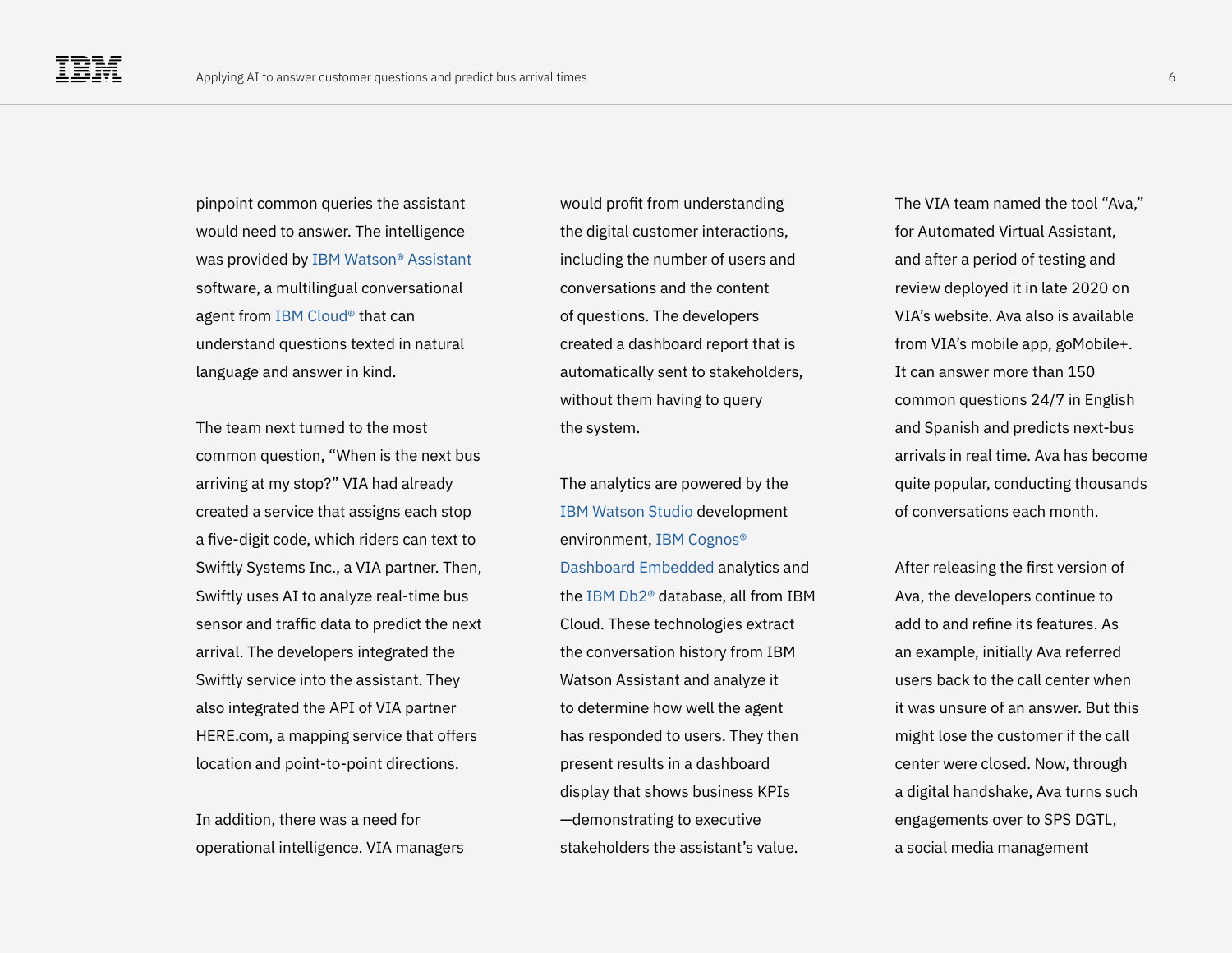pinpoint common queries the assistant would need to answer. The intelligence was provided by IBM Watson® Assistant software, a multilingual conversational agent from IBM Cloud® that can understand questions texted in natural language and answer in kind.

The team next turned to the most common question, "When is the next bus arriving at my stop?" VIA had already created a service that assigns each stop a five-digit code, which riders can text to Swiftly Systems Inc., a VIA partner. Then, Swiftly uses AI to analyze real-time bus sensor and traffic data to predict the next arrival. The developers integrated the Swiftly service into the assistant. They also integrated the API of VIA partner HERE.com, a mapping service that offers location and point-to-point directions.

In addition, there was a need for operational intelligence. VIA managers would profit from understanding the digital customer interactions, including the number of users and conversations and the content of questions. The developers created a dashboard report that is automatically sent to stakeholders, without them having to query the system.

The analytics are powered by the IBM Watson Studio development environment, IBM Cognos® Dashboard Embedded analytics and the IBM Db2® database, all from IBM Cloud. These technologies extract the conversation history from IBM Watson Assistant and analyze it to determine how well the agent has responded to users. They then present results in a dashboard display that shows business KPIs —demonstrating to executive stakeholders the assistant's value.

The VIA team named the tool "Ava," for Automated Virtual Assistant, and after a period of testing and review deployed it in late 2020 on VIA's website. Ava also is available from VIA's mobile app, goMobile+. It can answer more than 150 common questions 24/7 in English and Spanish and predicts next-bus arrivals in real time. Ava has become quite popular, conducting thousands of conversations each month.

After releasing the first version of Ava, the developers continue to add to and refine its features. As an example, initially Ava referred users back to the call center when it was unsure of an answer. But this might lose the customer if the call center were closed. Now, through a digital handshake, Ava turns such engagements over to SPS DGTL, a social media management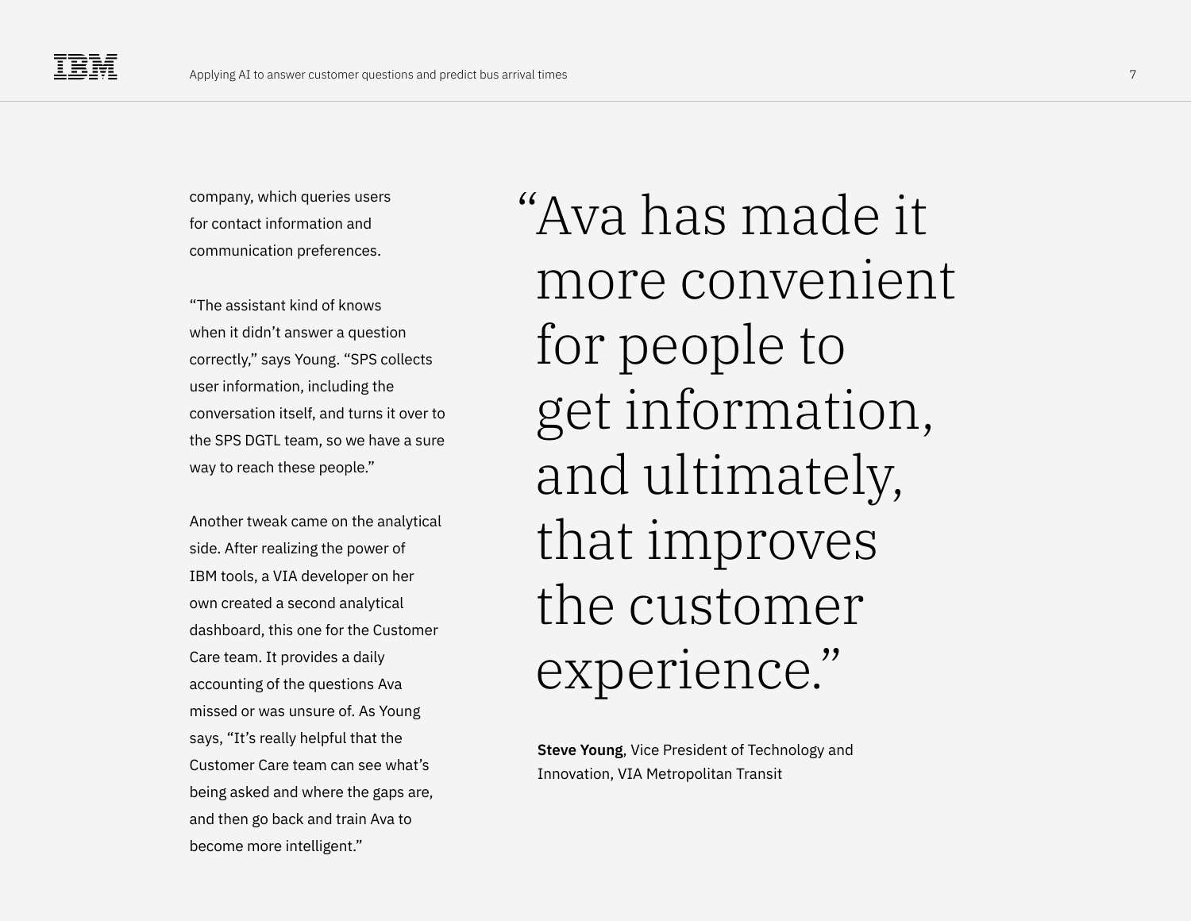company, which queries users for contact information and communication preferences.

"The assistant kind of knows when it didn't answer a question correctly," says Young. "SPS collects user information, including the conversation itself, and turns it over to the SPS DGTL team, so we have a sure way to reach these people."

Another tweak came on the analytical side. After realizing the power of IBM tools, a VIA developer on her own created a second analytical dashboard, this one for the Customer Care team. It provides a daily accounting of the questions Ava missed or was unsure of. As Young says, "It's really helpful that the Customer Care team can see what's being asked and where the gaps are, and then go back and train Ava to become more intelligent."

> "Ava has made it more convenient for people to get information, and ultimately, that improves the customer experience."
>
> **Steve Young**, Vice President of Technology and Innovation, VIA Metropolitan Transit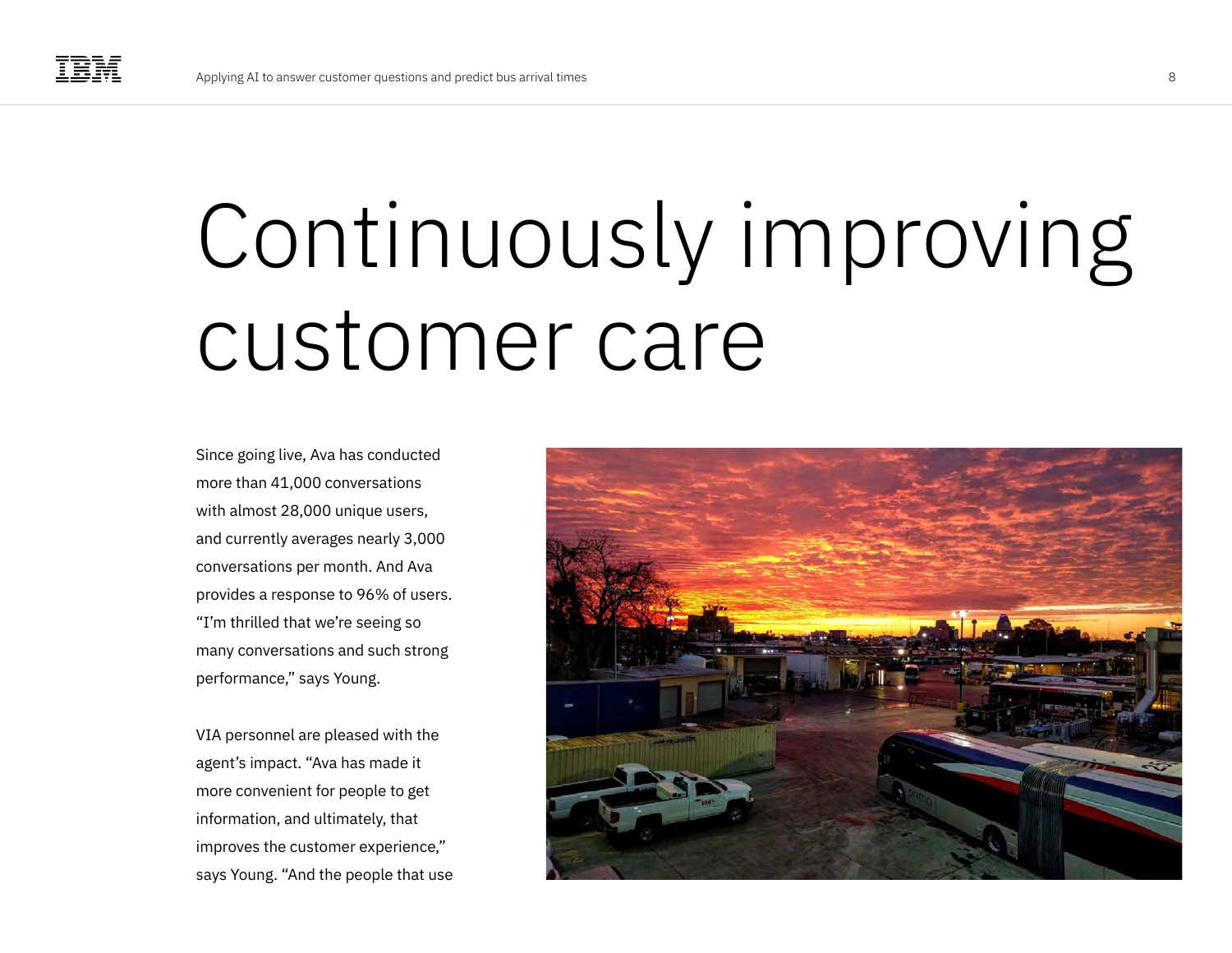# Continuously improving customer care

Since going live, Ava has conducted more than 41,000 conversations with almost 28,000 unique users, and currently averages nearly 3,000 conversations per month. And Ava provides a response to 96% of users. "I'm thrilled that we're seeing so many conversations and such strong performance," says Young.

VIA personnel are pleased with the agent's impact. "Ava has made it more convenient for people to get information, and ultimately, that improves the customer experience," says Young. "And the people that use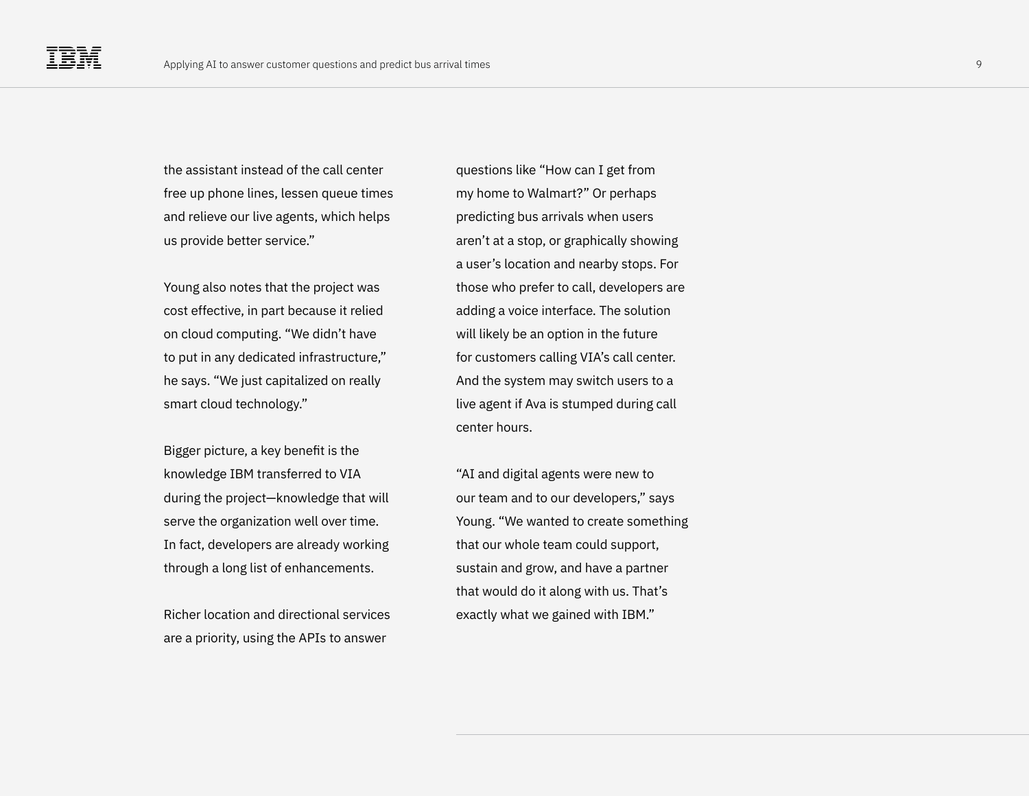the assistant instead of the call center free up phone lines, lessen queue times and relieve our live agents, which helps us provide better service."

Young also notes that the project was cost effective, in part because it relied on cloud computing. "We didn't have to put in any dedicated infrastructure," he says. "We just capitalized on really smart cloud technology."

Bigger picture, a key benefit is the knowledge IBM transferred to VIA during the project—knowledge that will serve the organization well over time. In fact, developers are already working through a long list of enhancements.

Richer location and directional services are a priority, using the APIs to answer questions like "How can I get from my home to Walmart?" Or perhaps predicting bus arrivals when users aren't at a stop, or graphically showing a user's location and nearby stops. For those who prefer to call, developers are adding a voice interface. The solution will likely be an option in the future for customers calling VIA's call center. And the system may switch users to a live agent if Ava is stumped during call center hours.

"AI and digital agents were new to our team and to our developers," says Young. "We wanted to create something that our whole team could support, sustain and grow, and have a partner that would do it along with us. That's exactly what we gained with IBM."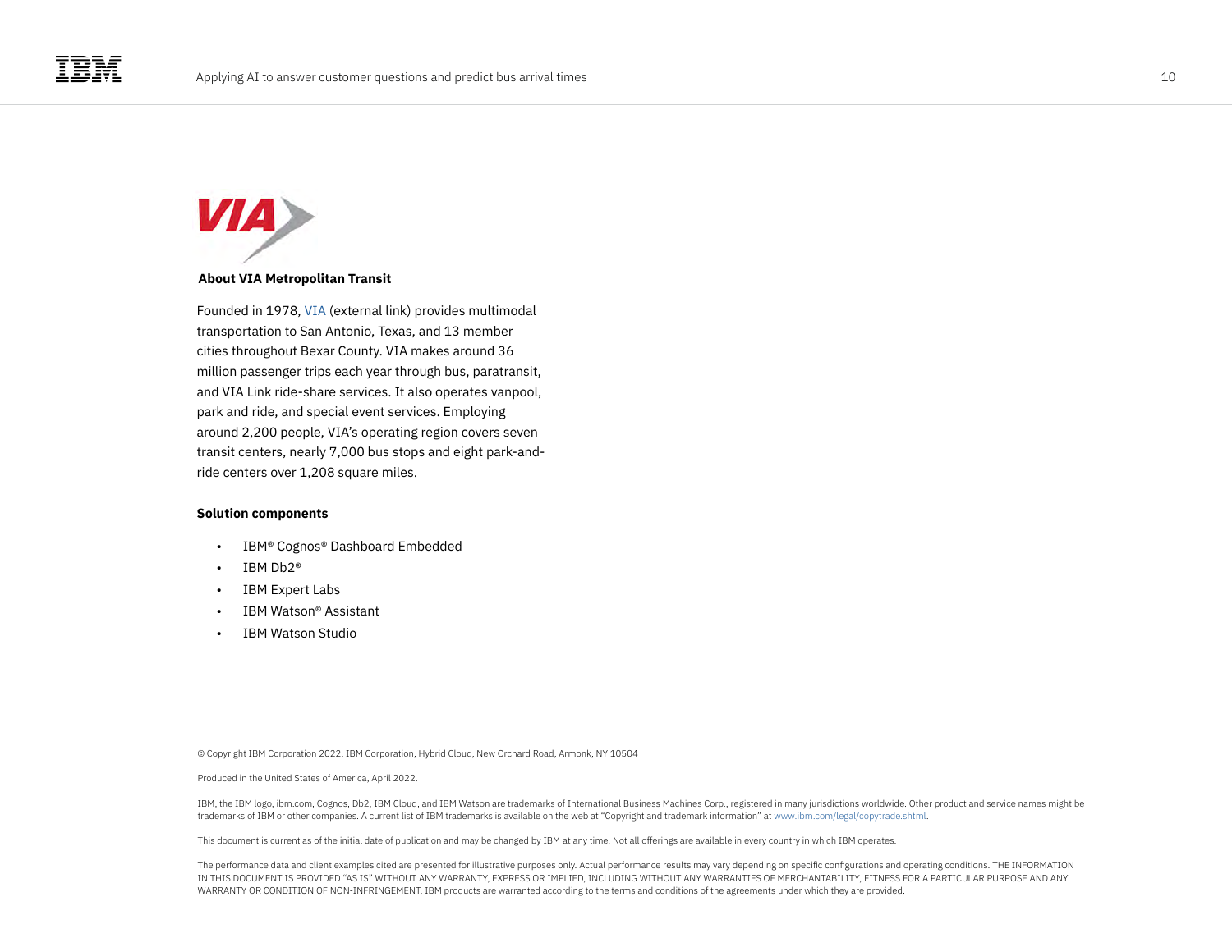### About VIA Metropolitan Transit

Founded in 1978, VIA (external link) provides multimodal transportation to San Antonio, Texas, and 13 member cities throughout Bexar County. VIA makes around 36 million passenger trips each year through bus, paratransit, and VIA Link ride-share services. It also operates vanpool, park and ride, and special event services. Employing around 2,200 people, VIA's operating region covers seven transit centers, nearly 7,000 bus stops and eight park-and-ride centers over 1,208 square miles.

### Solution components

- IBM® Cognos® Dashboard Embedded
- IBM Db2®
- IBM Expert Labs
- IBM Watson® Assistant
- IBM Watson Studio

© Copyright IBM Corporation 2022. IBM Corporation, Hybrid Cloud, New Orchard Road, Armonk, NY 10504

Produced in the United States of America, April 2022.

IBM, the IBM logo, ibm.com, Cognos, Db2, IBM Cloud, and IBM Watson are trademarks of International Business Machines Corp., registered in many jurisdictions worldwide. Other product and service names might be trademarks of IBM or other companies. A current list of IBM trademarks is available on the web at "Copyright and trademark information" at www.ibm.com/legal/copytrade.shtml.

This document is current as of the initial date of publication and may be changed by IBM at any time. Not all offerings are available in every country in which IBM operates.

The performance data and client examples cited are presented for illustrative purposes only. Actual performance results may vary depending on specific configurations and operating conditions. THE INFORMATION IN THIS DOCUMENT IS PROVIDED "AS IS" WITHOUT ANY WARRANTY, EXPRESS OR IMPLIED, INCLUDING WITHOUT ANY WARRANTIES OF MERCHANTABILITY, FITNESS FOR A PARTICULAR PURPOSE AND ANY WARRANTY OR CONDITION OF NON-INFRINGEMENT. IBM products are warranted according to the terms and conditions of the agreements under which they are provided.